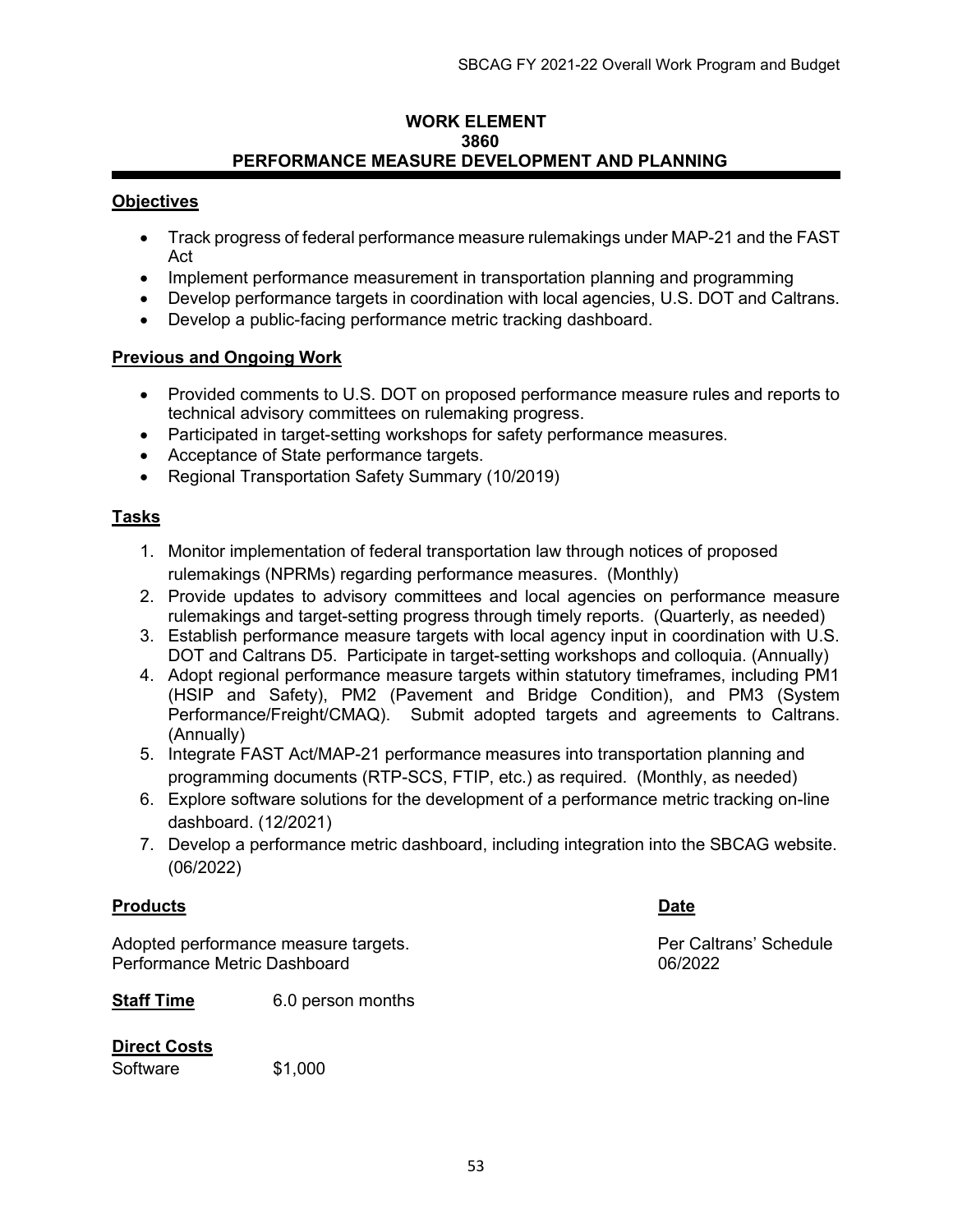# WORK ELEMENT
# 3860
# PERFORMANCE MEASURE DEVELOPMENT AND PLANNING

## Objectives

- Track progress of federal performance measure rulemakings under MAP-21 and the FAST Act
- Implement performance measurement in transportation planning and programming
- Develop performance targets in coordination with local agencies, U.S. DOT and Caltrans.
- Develop a public-facing performance metric tracking dashboard.

## Previous and Ongoing Work

- Provided comments to U.S. DOT on proposed performance measure rules and reports to technical advisory committees on rulemaking progress.
- Participated in target-setting workshops for safety performance measures.
- Acceptance of State performance targets.
- Regional Transportation Safety Summary (10/2019)

## Tasks

1. Monitor implementation of federal transportation law through notices of proposed rulemakings (NPRMs) regarding performance measures. (Monthly)
2. Provide updates to advisory committees and local agencies on performance measure rulemakings and target-setting progress through timely reports. (Quarterly, as needed)
3. Establish performance measure targets with local agency input in coordination with U.S. DOT and Caltrans D5. Participate in target-setting workshops and colloquia. (Annually)
4. Adopt regional performance measure targets within statutory timeframes, including PM1 (HSIP and Safety), PM2 (Pavement and Bridge Condition), and PM3 (System Performance/Freight/CMAQ). Submit adopted targets and agreements to Caltrans. (Annually)
5. Integrate FAST Act/MAP-21 performance measures into transportation planning and programming documents (RTP-SCS, FTIP, etc.) as required. (Monthly, as needed)
6. Explore software solutions for the development of a performance metric tracking on-line dashboard. (12/2021)
7. Develop a performance metric dashboard, including integration into the SBCAG website. (06/2022)

| Products | Date |
|---|---|
| Adopted performance measure targets. | Per Caltrans' Schedule |
| Performance Metric Dashboard | 06/2022 |

**Staff Time** 6.0 person months

**Direct Costs**

Software $1,000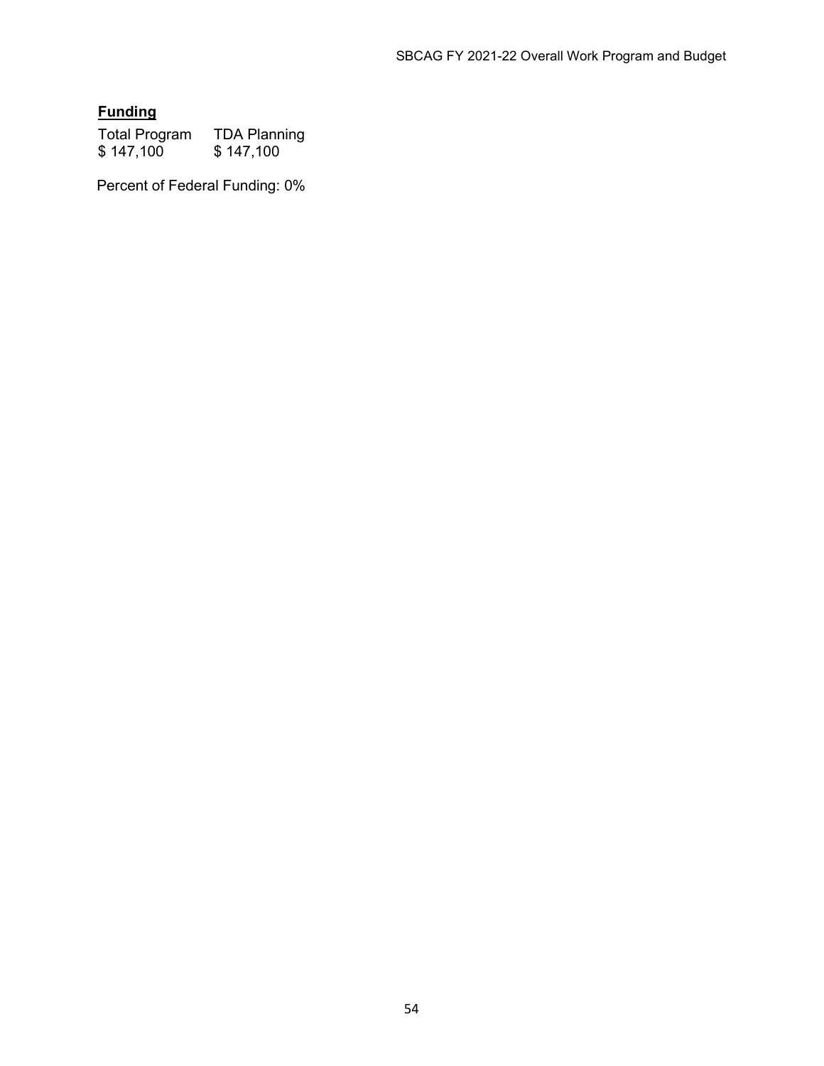**Funding**

| Total Program | TDA Planning |
|---|---|
| $ 147,100 | $ 147,100 |

Percent of Federal Funding: 0%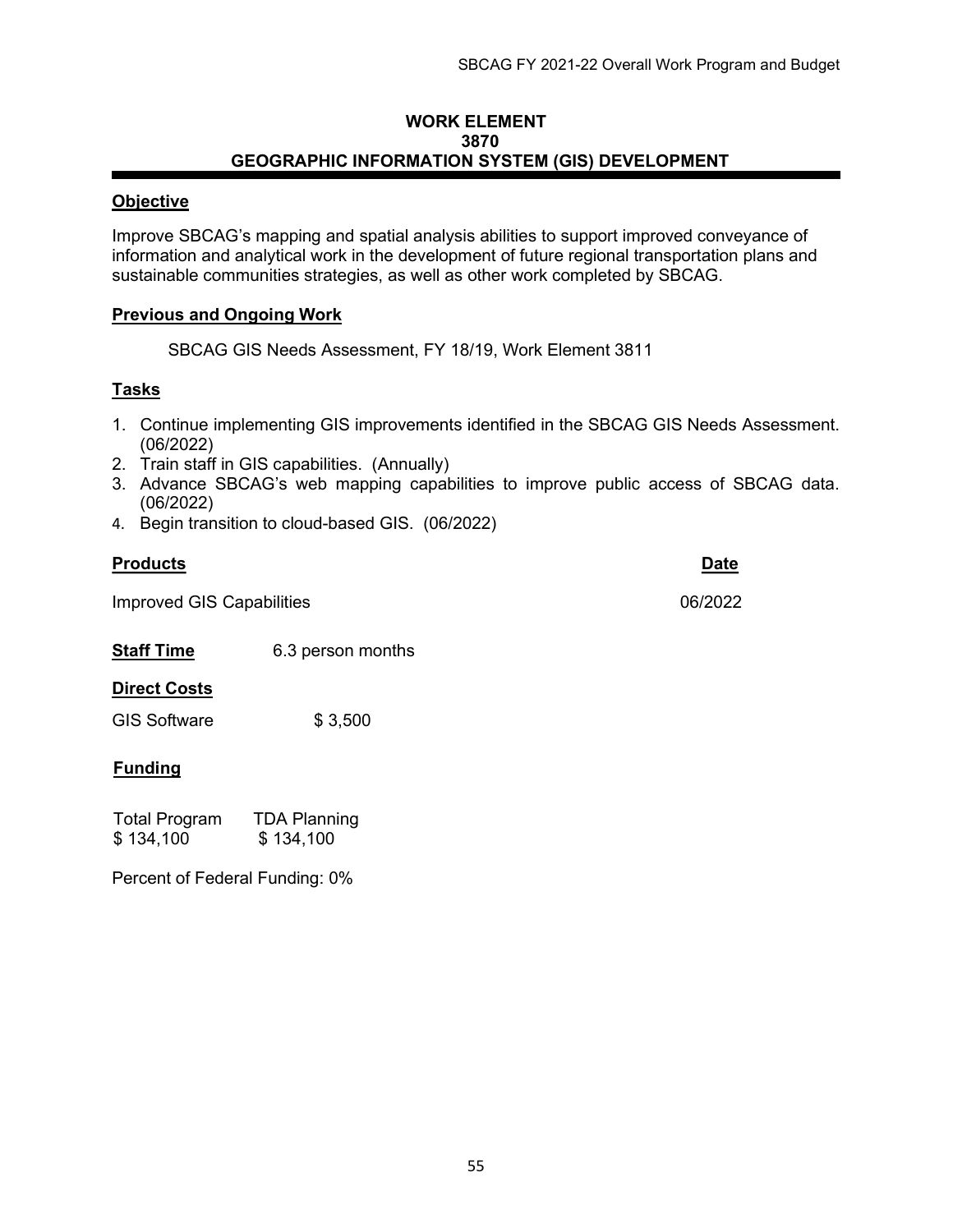# WORK ELEMENT 3870 GEOGRAPHIC INFORMATION SYSTEM (GIS) DEVELOPMENT

## Objective

Improve SBCAG's mapping and spatial analysis abilities to support improved conveyance of information and analytical work in the development of future regional transportation plans and sustainable communities strategies, as well as other work completed by SBCAG.

## Previous and Ongoing Work

SBCAG GIS Needs Assessment, FY 18/19, Work Element 3811

## Tasks

1. Continue implementing GIS improvements identified in the SBCAG GIS Needs Assessment. (06/2022)
2. Train staff in GIS capabilities. (Annually)
3. Advance SBCAG's web mapping capabilities to improve public access of SBCAG data. (06/2022)
4. Begin transition to cloud-based GIS. (06/2022)

| Products | Date |
| --- | --- |
| Improved GIS Capabilities | 06/2022 |

**Staff Time** 6.3 person months

## Direct Costs

GIS Software $ 3,500

## Funding

| Total Program | TDA Planning |
| --- | --- |
| $ 134,100 | $ 134,100 |

Percent of Federal Funding: 0%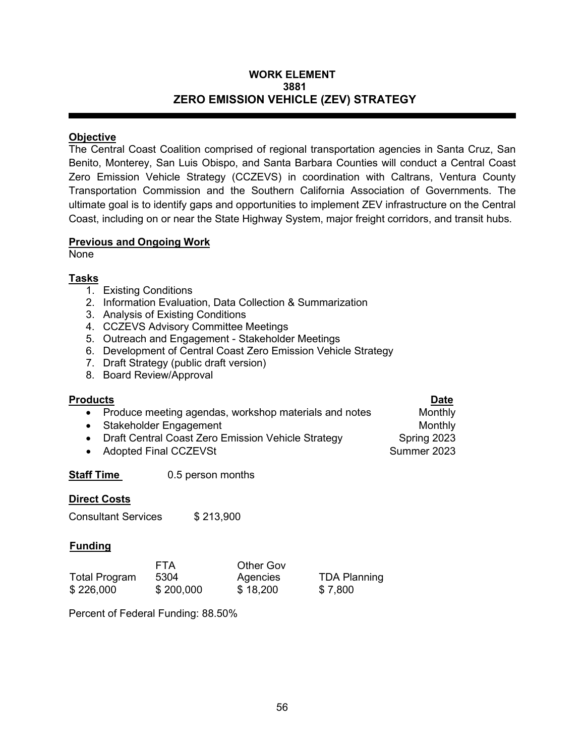# WORK ELEMENT
# 3881
# ZERO EMISSION VEHICLE (ZEV) STRATEGY

**Objective**

The Central Coast Coalition comprised of regional transportation agencies in Santa Cruz, San Benito, Monterey, San Luis Obispo, and Santa Barbara Counties will conduct a Central Coast Zero Emission Vehicle Strategy (CCZEVS) in coordination with Caltrans, Ventura County Transportation Commission and the Southern California Association of Governments. The ultimate goal is to identify gaps and opportunities to implement ZEV infrastructure on the Central Coast, including on or near the State Highway System, major freight corridors, and transit hubs.

**Previous and Ongoing Work**

None

**Tasks**

1. Existing Conditions
2. Information Evaluation, Data Collection & Summarization
3. Analysis of Existing Conditions
4. CCZEVS Advisory Committee Meetings
5. Outreach and Engagement - Stakeholder Meetings
6. Development of Central Coast Zero Emission Vehicle Strategy
7. Draft Strategy (public draft version)
8. Board Review/Approval

| Products | Date |
|---|---|
| • Produce meeting agendas, workshop materials and notes | Monthly |
| • Stakeholder Engagement | Monthly |
| • Draft Central Coast Zero Emission Vehicle Strategy | Spring 2023 |
| • Adopted Final CCZEVSt | Summer 2023 |

**Staff Time** 0.5 person months

**Direct Costs**

Consultant Services $ 213,900

**Funding**

| Total Program | FTA 5304 | Other Gov Agencies | TDA Planning |
|---|---|---|---|
| $ 226,000 | $ 200,000 | $ 18,200 | $ 7,800 |

Percent of Federal Funding: 88.50%